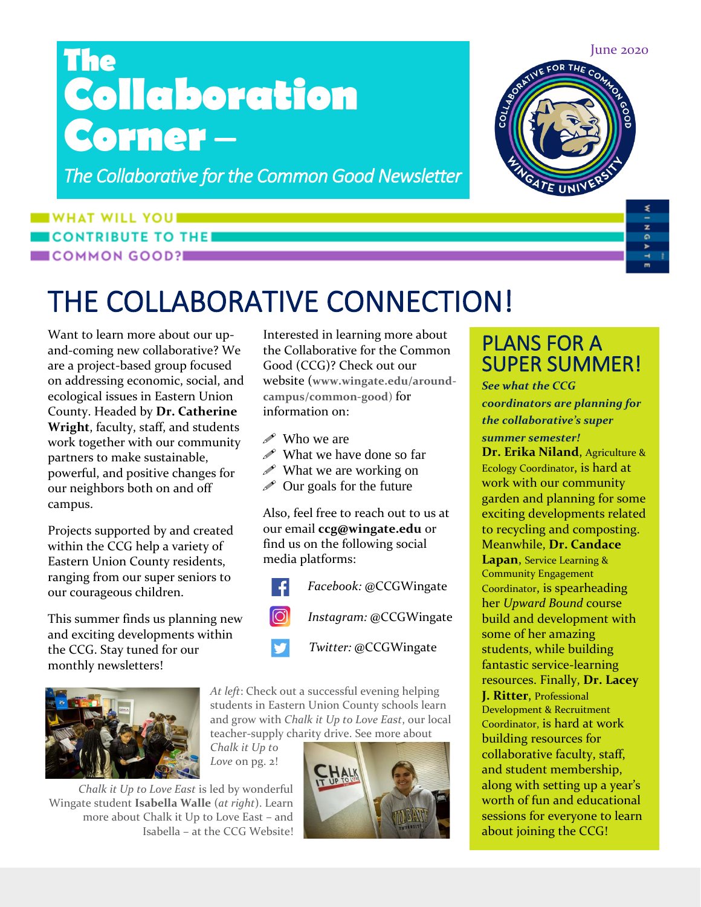# The Collaboration Corner –

*The Collaborative for the Common Good Newsletter*

June 2020

WHAT WILL YOU CONTRIBUTE TO THE COMMON GOOD?

# THE COLLABORATIVE CONNECTION!

Want to learn more about our up-and-coming new collaborative? We are a project-based group focused on addressing economic, social, and ecological issues in Eastern Union County. Headed by **Dr. Catherine Wright**, faculty, staff, and students work together with our community partners to make sustainable, powerful, and positive changes for our neighbors both on and off campus.

Projects supported by and created within the CCG help a variety of Eastern Union County residents, ranging from our super seniors to our courageous children.

This summer finds us planning new and exciting developments within the CCG. Stay tuned for our monthly newsletters!

Interested in learning more about the Collaborative for the Common Good (CCG)? Check out our website (**www.wingate.edu/around-campus/common-good**) for information on:

- Who we are
- What we have done so far
- What we are working on
- Our goals for the future

Also, feel free to reach out to us at our email **ccg@wingate.edu** or find us on the following social media platforms:

*Facebook:* @CCGWingate

*Instagram:* @CCGWingate

*Twitter:* @CCGWingate

*At left*: Check out a successful evening helping students in Eastern Union County schools learn and grow with *Chalk it Up to Love East*, our local teacher-supply charity drive. See more about *Chalk it Up to Love* on pg. 2!

*Chalk it Up to Love East* is led by wonderful Wingate student **Isabella Walle** (*at right*). Learn more about Chalk it Up to Love East – and Isabella – at the CCG Website!

## PLANS FOR A SUPER SUMMER!

***See what the CCG coordinators are planning for the collaborative's super summer semester!***

**Dr. Erika Niland**, Agriculture & Ecology Coordinator, is hard at work with our community garden and planning for some exciting developments related to recycling and composting. Meanwhile, **Dr. Candace Lapan**, Service Learning & Community Engagement Coordinator, is spearheading her *Upward Bound* course build and development with some of her amazing students, while building fantastic service-learning resources. Finally, **Dr. Lacey J. Ritter**, Professional Development & Recruitment Coordinator, is hard at work building resources for collaborative faculty, staff, and student membership, along with setting up a year's worth of fun and educational sessions for everyone to learn about joining the CCG!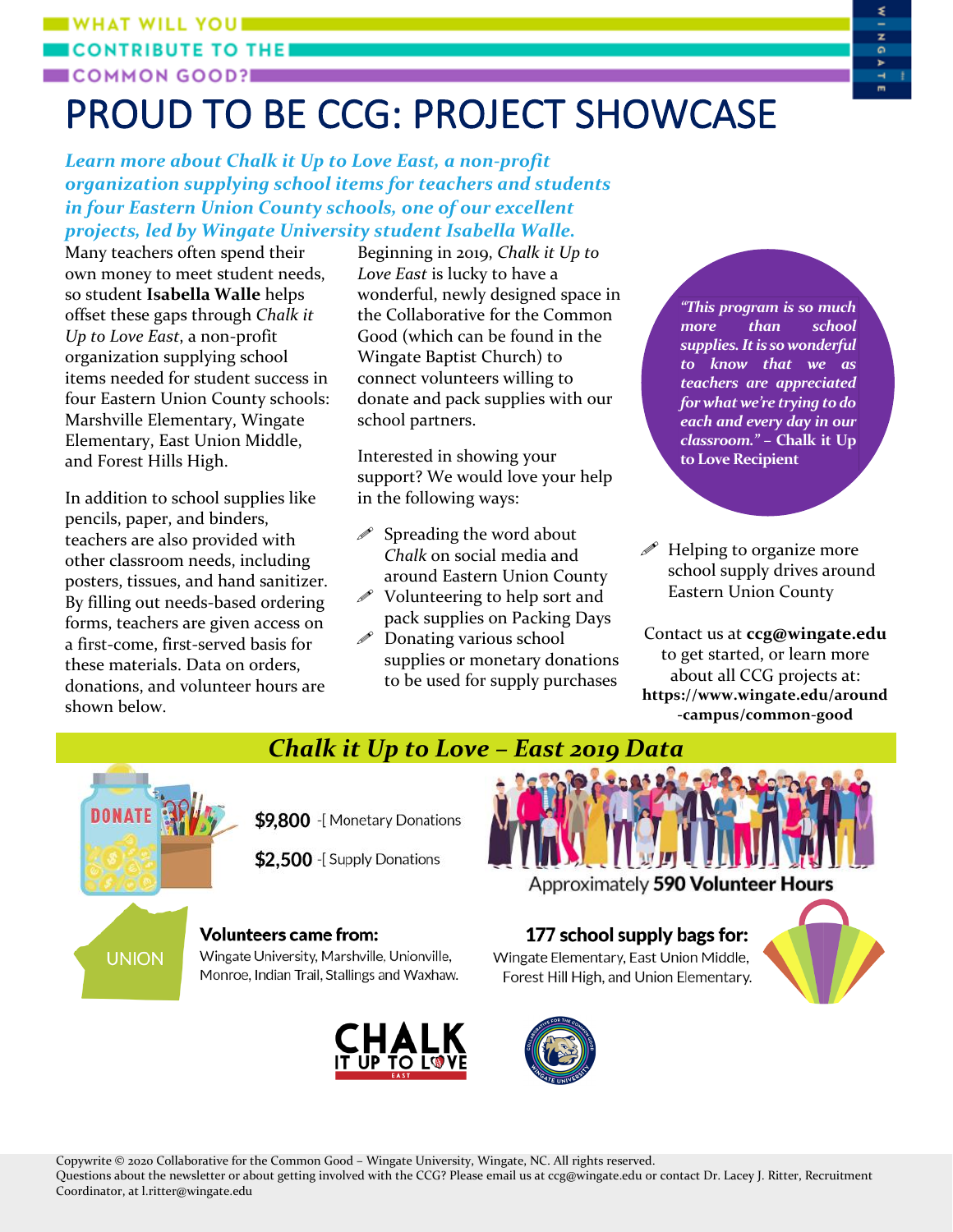WHAT WILL YOU CONTRIBUTE TO THE COMMON GOOD?

# PROUD TO BE CCG: PROJECT SHOWCASE

***Learn more about Chalk it Up to Love East, a non-profit organization supplying school items for teachers and students in four Eastern Union County schools, one of our excellent projects, led by Wingate University student Isabella Walle.***

Many teachers often spend their own money to meet student needs, so student **Isabella Walle** helps offset these gaps through *Chalk it Up to Love East*, a non-profit organization supplying school items needed for student success in four Eastern Union County schools: Marshville Elementary, Wingate Elementary, East Union Middle, and Forest Hills High.

In addition to school supplies like pencils, paper, and binders, teachers are also provided with other classroom needs, including posters, tissues, and hand sanitizer. By filling out needs-based ordering forms, teachers are given access on a first-come, first-served basis for these materials. Data on orders, donations, and volunteer hours are shown below.

Beginning in 2019, *Chalk it Up to Love East* is lucky to have a wonderful, newly designed space in the Collaborative for the Common Good (which can be found in the Wingate Baptist Church) to connect volunteers willing to donate and pack supplies with our school partners.

Interested in showing your support? We would love your help in the following ways:

- Spreading the word about *Chalk* on social media and around Eastern Union County
- Volunteering to help sort and pack supplies on Packing Days
- Donating various school supplies or monetary donations to be used for supply purchases
- Helping to organize more school supply drives around Eastern Union County

> *"This program is so much more than school supplies. It is so wonderful to know that we as teachers are appreciated for what we're trying to do each and every day in our classroom."* – Chalk it Up to Love Recipient

Contact us at **ccg@wingate.edu** to get started, or learn more about all CCG projects at: **https://www.wingate.edu/around-campus/common-good**

## *Chalk it Up to Love – East 2019 Data*

**$9,800** -[ Monetary Donations

**$2,500** -[ Supply Donations

Approximately **590 Volunteer Hours**

**Volunteers came from:**
Wingate University, Marshville, Unionville, Monroe, Indian Trail, Stallings and Waxhaw.

**177 school supply bags for:**
Wingate Elementary, East Union Middle, Forest Hill High, and Union Elementary.

Copywrite © 2020 Collaborative for the Common Good – Wingate University, Wingate, NC. All rights reserved.
Questions about the newsletter or about getting involved with the CCG? Please email us at ccg@wingate.edu or contact Dr. Lacey J. Ritter, Recruitment Coordinator, at l.ritter@wingate.edu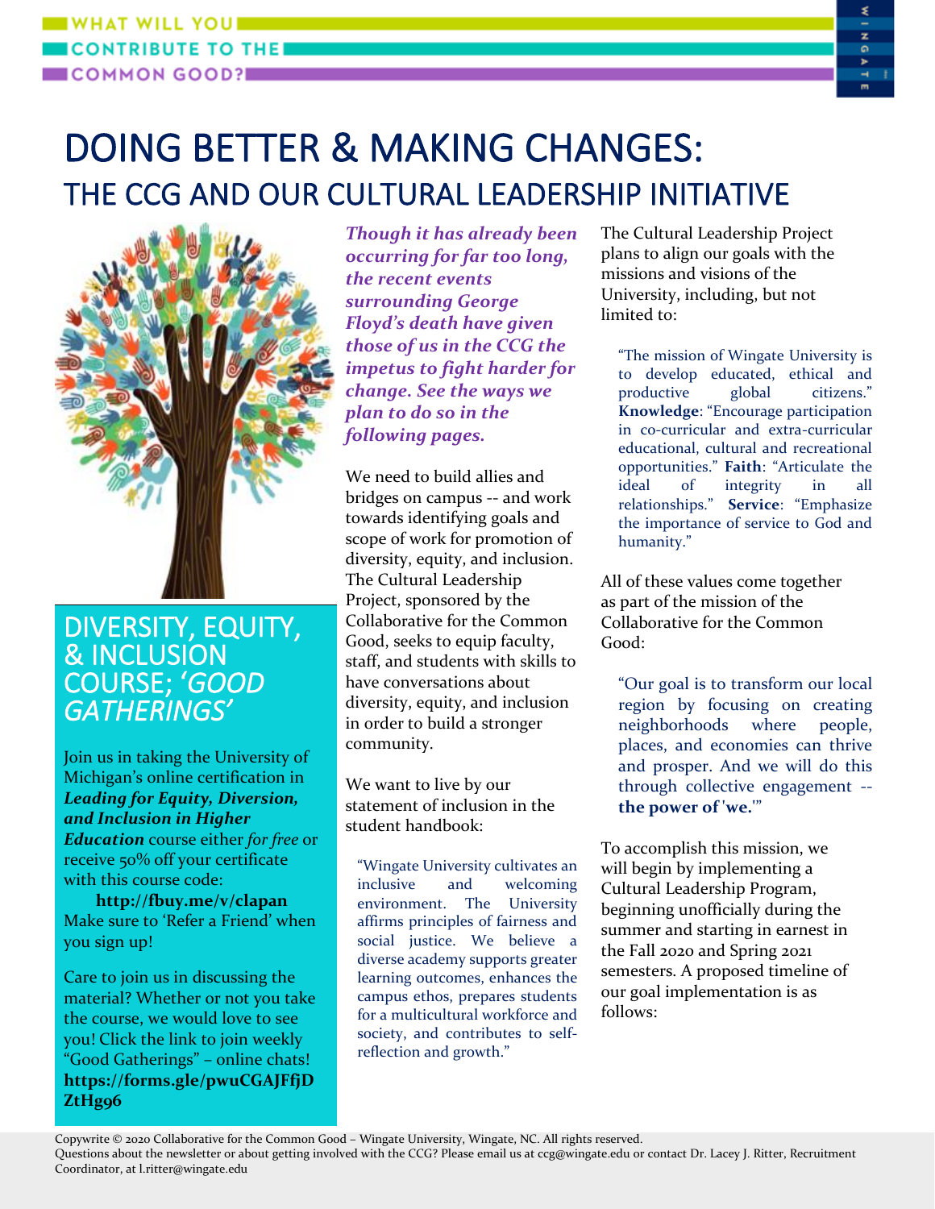WHAT WILL YOU CONTRIBUTE TO THE COMMON GOOD?

# DOING BETTER & MAKING CHANGES:

## THE CCG AND OUR CULTURAL LEADERSHIP INITIATIVE

## DIVERSITY, EQUITY, & INCLUSION COURSE; *'GOOD GATHERINGS'*

Join us in taking the University of Michigan's online certification in ***Leading for Equity, Diversion, and Inclusion in Higher Education*** course either *for free* or receive 50% off your certificate with this course code:

**http://fbuy.me/v/clapan**

Make sure to 'Refer a Friend' when you sign up!

Care to join us in discussing the material? Whether or not you take the course, we would love to see you! Click the link to join weekly "Good Gatherings" – online chats! **https://forms.gle/pwuCGAJFfjDZtHg96**

***Though it has already been occurring for far too long, the recent events surrounding George Floyd's death have given those of us in the CCG the impetus to fight harder for change. See the ways we plan to do so in the following pages.***

We need to build allies and bridges on campus -- and work towards identifying goals and scope of work for promotion of diversity, equity, and inclusion. The Cultural Leadership Project, sponsored by the Collaborative for the Common Good, seeks to equip faculty, staff, and students with skills to have conversations about diversity, equity, and inclusion in order to build a stronger community.

We want to live by our statement of inclusion in the student handbook:

> "Wingate University cultivates an inclusive and welcoming environment. The University affirms principles of fairness and social justice. We believe a diverse academy supports greater learning outcomes, enhances the campus ethos, prepares students for a multicultural workforce and society, and contributes to self-reflection and growth."

The Cultural Leadership Project plans to align our goals with the missions and visions of the University, including, but not limited to:

> "The mission of Wingate University is to develop educated, ethical and productive global citizens." **Knowledge**: "Encourage participation in co-curricular and extra-curricular educational, cultural and recreational opportunities." **Faith**: "Articulate the ideal of integrity in all relationships." **Service**: "Emphasize the importance of service to God and humanity."

All of these values come together as part of the mission of the Collaborative for the Common Good:

> "Our goal is to transform our local region by focusing on creating neighborhoods where people, places, and economies can thrive and prosper. And we will do this through collective engagement -- **the power of 'we.'**"

To accomplish this mission, we will begin by implementing a Cultural Leadership Program, beginning unofficially during the summer and starting in earnest in the Fall 2020 and Spring 2021 semesters. A proposed timeline of our goal implementation is as follows:

Copywrite © 2020 Collaborative for the Common Good – Wingate University, Wingate, NC. All rights reserved.
Questions about the newsletter or about getting involved with the CCG? Please email us at ccg@wingate.edu or contact Dr. Lacey J. Ritter, Recruitment Coordinator, at l.ritter@wingate.edu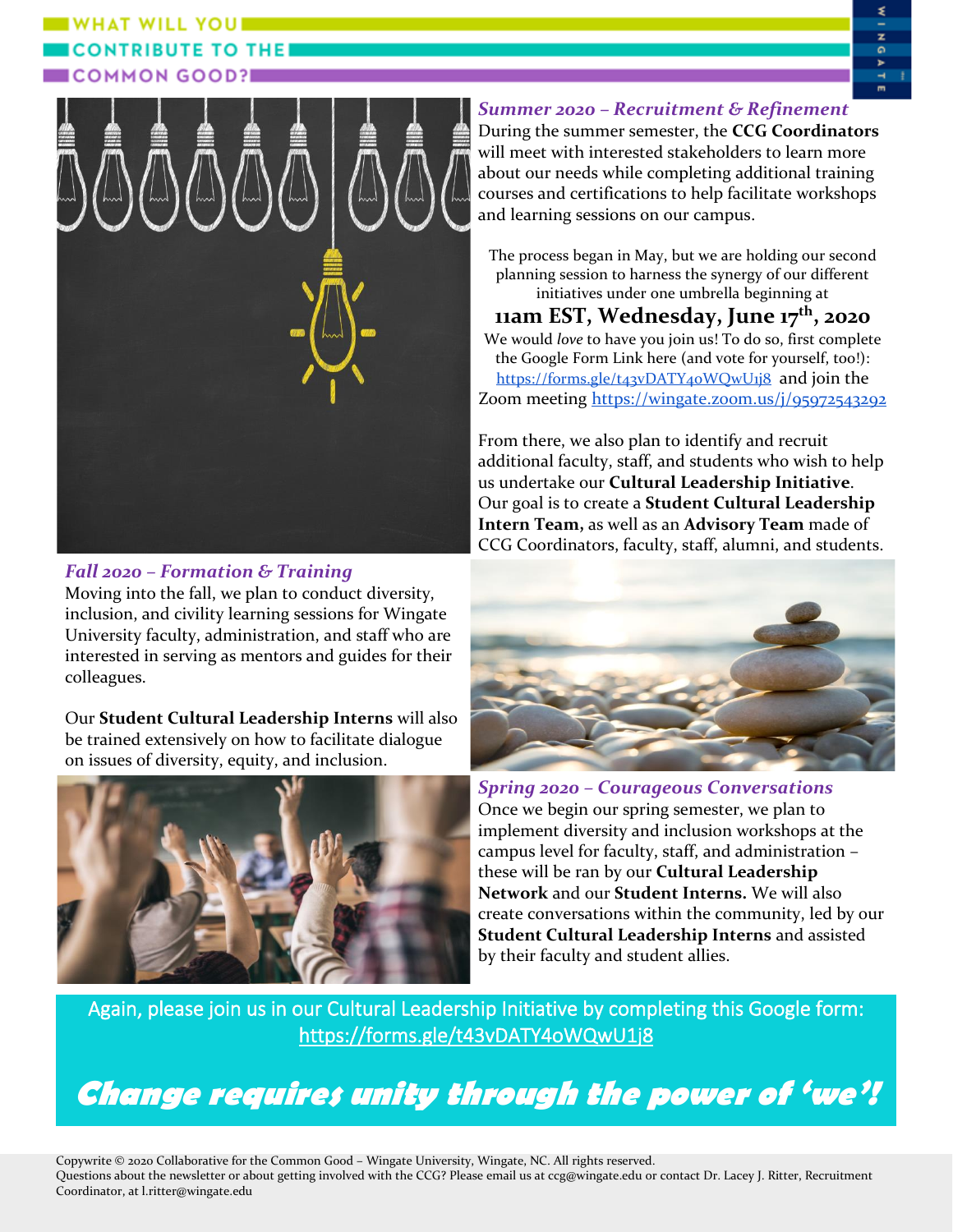# WHAT WILL YOU CONTRIBUTE TO THE COMMON GOOD?

### *Summer 2020 – Recruitment & Refinement*

During the summer semester, the **CCG Coordinators** will meet with interested stakeholders to learn more about our needs while completing additional training courses and certifications to help facilitate workshops and learning sessions on our campus.

The process began in May, but we are holding our second planning session to harness the synergy of our different initiatives under one umbrella beginning at

**11am EST, Wednesday, June 17th, 2020**

We would *love* to have you join us! To do so, first complete the Google Form Link here (and vote for yourself, too!): https://forms.gle/t43vDATY4oWQwU1j8 and join the Zoom meeting https://wingate.zoom.us/j/95972543292

From there, we also plan to identify and recruit additional faculty, staff, and students who wish to help us undertake our **Cultural Leadership Initiative**. Our goal is to create a **Student Cultural Leadership Intern Team,** as well as an **Advisory Team** made of CCG Coordinators, faculty, staff, alumni, and students.

### *Fall 2020 – Formation & Training*

Moving into the fall, we plan to conduct diversity, inclusion, and civility learning sessions for Wingate University faculty, administration, and staff who are interested in serving as mentors and guides for their colleagues.

Our **Student Cultural Leadership Interns** will also be trained extensively on how to facilitate dialogue on issues of diversity, equity, and inclusion.

### *Spring 2020 – Courageous Conversations*

Once we begin our spring semester, we plan to implement diversity and inclusion workshops at the campus level for faculty, staff, and administration – these will be ran by our **Cultural Leadership Network** and our **Student Interns.** We will also create conversations within the community, led by our **Student Cultural Leadership Interns** and assisted by their faculty and student allies.

Again, please join us in our Cultural Leadership Initiative by completing this Google form: https://forms.gle/t43vDATY4oWQwU1j8

***Change requires unity through the power of 'we'!***

Copywrite © 2020 Collaborative for the Common Good – Wingate University, Wingate, NC. All rights reserved.
Questions about the newsletter or about getting involved with the CCG? Please email us at ccg@wingate.edu or contact Dr. Lacey J. Ritter, Recruitment Coordinator, at l.ritter@wingate.edu